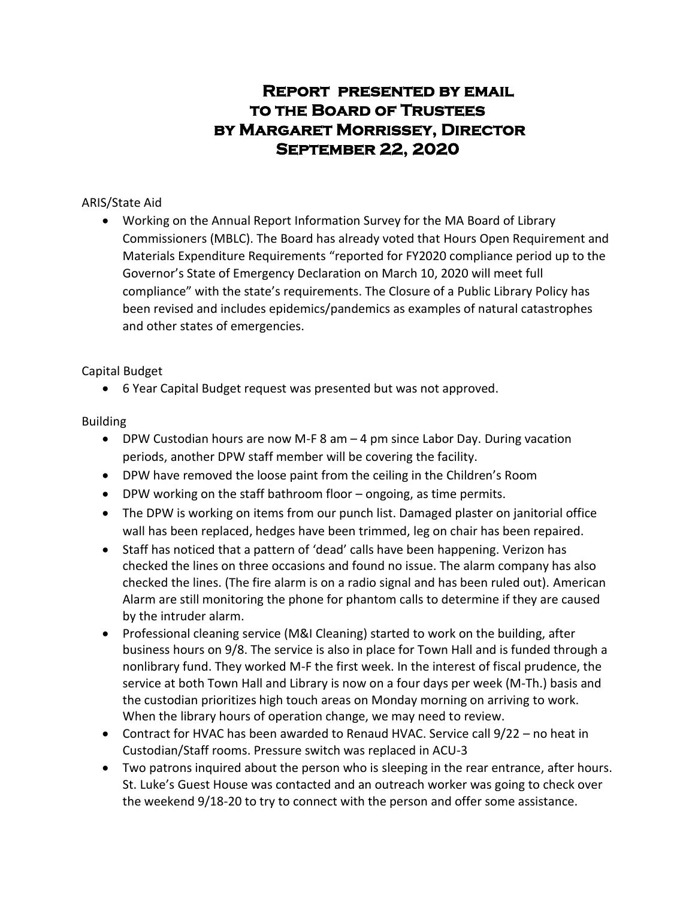# Report presented by email to the Board of Trustees by Margaret Morrissey, Director September 22, 2020

ARIS/State Aid

- Working on the Annual Report Information Survey for the MA Board of Library Commissioners (MBLC). The Board has already voted that Hours Open Requirement and Materials Expenditure Requirements "reported for FY2020 compliance period up to the Governor's State of Emergency Declaration on March 10, 2020 will meet full compliance" with the state's requirements. The Closure of a Public Library Policy has been revised and includes epidemics/pandemics as examples of natural catastrophes and other states of emergencies.

Capital Budget

- 6 Year Capital Budget request was presented but was not approved.

Building

- DPW Custodian hours are now M-F 8 am – 4 pm since Labor Day. During vacation periods, another DPW staff member will be covering the facility.
- DPW have removed the loose paint from the ceiling in the Children's Room
- DPW working on the staff bathroom floor – ongoing, as time permits.
- The DPW is working on items from our punch list. Damaged plaster on janitorial office wall has been replaced, hedges have been trimmed, leg on chair has been repaired.
- Staff has noticed that a pattern of 'dead' calls have been happening. Verizon has checked the lines on three occasions and found no issue. The alarm company has also checked the lines. (The fire alarm is on a radio signal and has been ruled out). American Alarm are still monitoring the phone for phantom calls to determine if they are caused by the intruder alarm.
- Professional cleaning service (M&I Cleaning) started to work on the building, after business hours on 9/8. The service is also in place for Town Hall and is funded through a nonlibrary fund. They worked M-F the first week. In the interest of fiscal prudence, the service at both Town Hall and Library is now on a four days per week (M-Th.) basis and the custodian prioritizes high touch areas on Monday morning on arriving to work. When the library hours of operation change, we may need to review.
- Contract for HVAC has been awarded to Renaud HVAC. Service call 9/22 – no heat in Custodian/Staff rooms. Pressure switch was replaced in ACU-3
- Two patrons inquired about the person who is sleeping in the rear entrance, after hours. St. Luke's Guest House was contacted and an outreach worker was going to check over the weekend 9/18-20 to try to connect with the person and offer some assistance.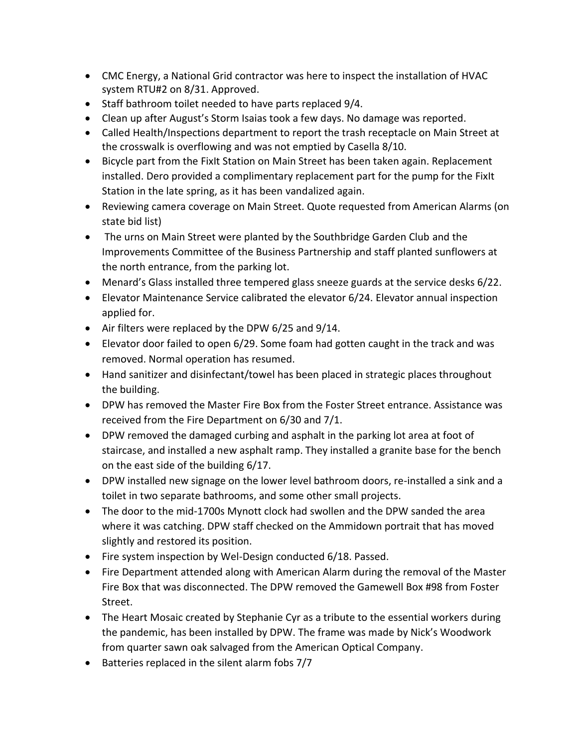- CMC Energy, a National Grid contractor was here to inspect the installation of HVAC system RTU#2 on 8/31. Approved.
- Staff bathroom toilet needed to have parts replaced 9/4.
- Clean up after August's Storm Isaias took a few days. No damage was reported.
- Called Health/Inspections department to report the trash receptacle on Main Street at the crosswalk is overflowing and was not emptied by Casella 8/10.
- Bicycle part from the FixIt Station on Main Street has been taken again. Replacement installed. Dero provided a complimentary replacement part for the pump for the FixIt Station in the late spring, as it has been vandalized again.
- Reviewing camera coverage on Main Street. Quote requested from American Alarms (on state bid list)
- The urns on Main Street were planted by the Southbridge Garden Club and the Improvements Committee of the Business Partnership and staff planted sunflowers at the north entrance, from the parking lot.
- Menard's Glass installed three tempered glass sneeze guards at the service desks 6/22.
- Elevator Maintenance Service calibrated the elevator 6/24. Elevator annual inspection applied for.
- Air filters were replaced by the DPW 6/25 and 9/14.
- Elevator door failed to open 6/29. Some foam had gotten caught in the track and was removed. Normal operation has resumed.
- Hand sanitizer and disinfectant/towel has been placed in strategic places throughout the building.
- DPW has removed the Master Fire Box from the Foster Street entrance. Assistance was received from the Fire Department on 6/30 and 7/1.
- DPW removed the damaged curbing and asphalt in the parking lot area at foot of staircase, and installed a new asphalt ramp. They installed a granite base for the bench on the east side of the building 6/17.
- DPW installed new signage on the lower level bathroom doors, re-installed a sink and a toilet in two separate bathrooms, and some other small projects.
- The door to the mid-1700s Mynott clock had swollen and the DPW sanded the area where it was catching. DPW staff checked on the Ammidown portrait that has moved slightly and restored its position.
- Fire system inspection by Wel-Design conducted 6/18. Passed.
- Fire Department attended along with American Alarm during the removal of the Master Fire Box that was disconnected. The DPW removed the Gamewell Box #98 from Foster Street.
- The Heart Mosaic created by Stephanie Cyr as a tribute to the essential workers during the pandemic, has been installed by DPW. The frame was made by Nick's Woodwork from quarter sawn oak salvaged from the American Optical Company.
- Batteries replaced in the silent alarm fobs 7/7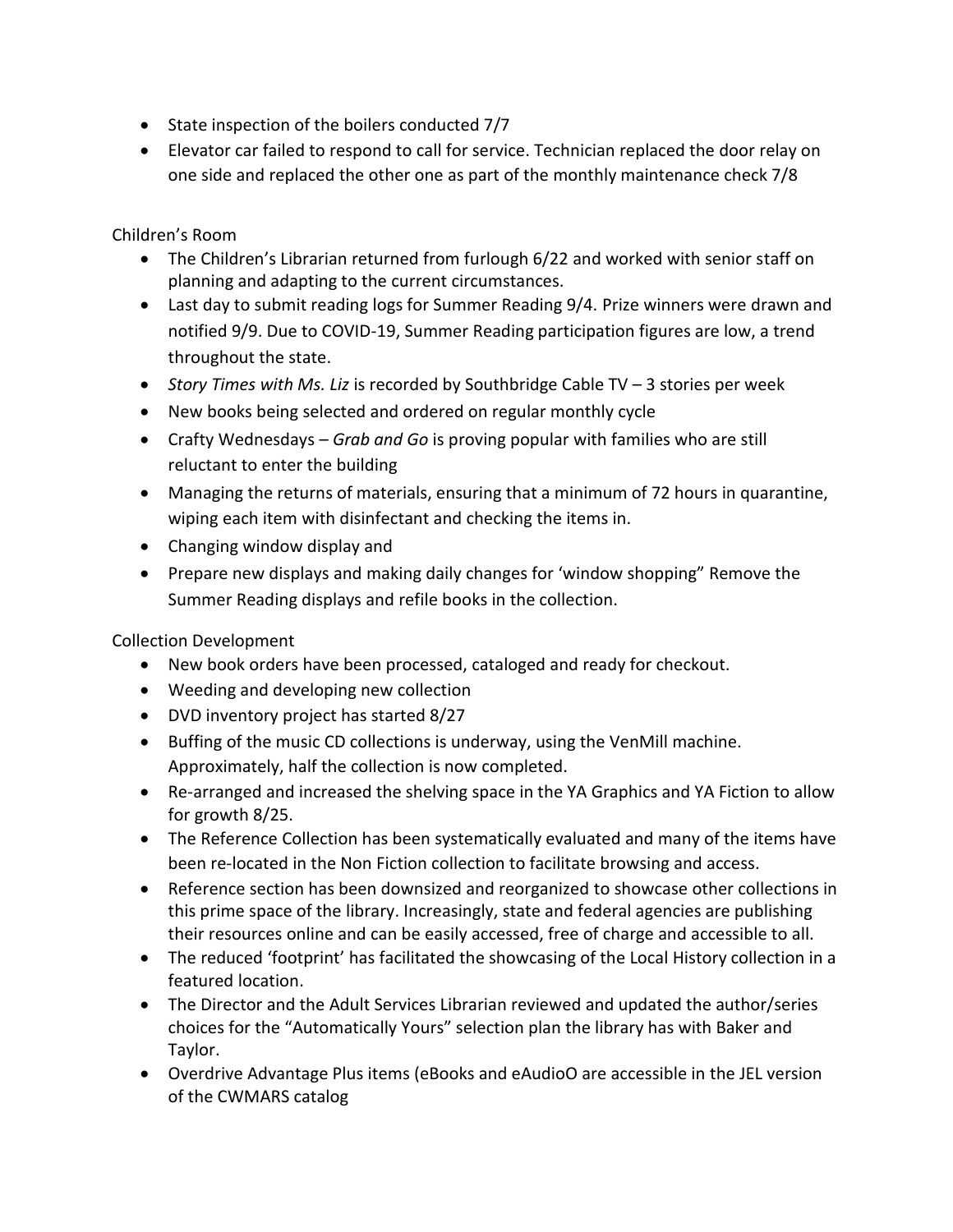- State inspection of the boilers conducted 7/7
- Elevator car failed to respond to call for service. Technician replaced the door relay on one side and replaced the other one as part of the monthly maintenance check 7/8

Children's Room

- The Children's Librarian returned from furlough 6/22 and worked with senior staff on planning and adapting to the current circumstances.
- Last day to submit reading logs for Summer Reading 9/4. Prize winners were drawn and notified 9/9. Due to COVID-19, Summer Reading participation figures are low, a trend throughout the state.
- *Story Times with Ms. Liz* is recorded by Southbridge Cable TV – 3 stories per week
- New books being selected and ordered on regular monthly cycle
- Crafty Wednesdays – *Grab and Go* is proving popular with families who are still reluctant to enter the building
- Managing the returns of materials, ensuring that a minimum of 72 hours in quarantine, wiping each item with disinfectant and checking the items in.
- Changing window display and
- Prepare new displays and making daily changes for 'window shopping" Remove the Summer Reading displays and refile books in the collection.

Collection Development

- New book orders have been processed, cataloged and ready for checkout.
- Weeding and developing new collection
- DVD inventory project has started 8/27
- Buffing of the music CD collections is underway, using the VenMill machine. Approximately, half the collection is now completed.
- Re-arranged and increased the shelving space in the YA Graphics and YA Fiction to allow for growth 8/25.
- The Reference Collection has been systematically evaluated and many of the items have been re-located in the Non Fiction collection to facilitate browsing and access.
- Reference section has been downsized and reorganized to showcase other collections in this prime space of the library. Increasingly, state and federal agencies are publishing their resources online and can be easily accessed, free of charge and accessible to all.
- The reduced 'footprint' has facilitated the showcasing of the Local History collection in a featured location.
- The Director and the Adult Services Librarian reviewed and updated the author/series choices for the "Automatically Yours" selection plan the library has with Baker and Taylor.
- Overdrive Advantage Plus items (eBooks and eAudioO are accessible in the JEL version of the CWMARS catalog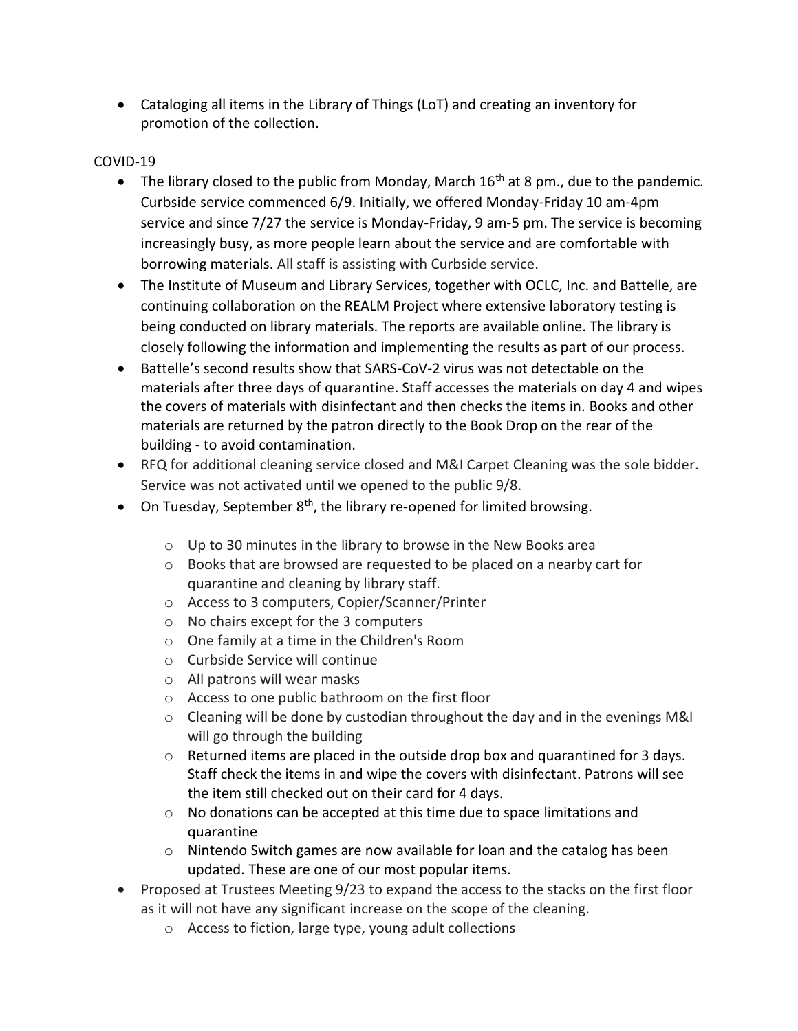- Cataloging all items in the Library of Things (LoT) and creating an inventory for promotion of the collection.

COVID-19

- The library closed to the public from Monday, March 16th at 8 pm., due to the pandemic. Curbside service commenced 6/9. Initially, we offered Monday-Friday 10 am-4pm service and since 7/27 the service is Monday-Friday, 9 am-5 pm. The service is becoming increasingly busy, as more people learn about the service and are comfortable with borrowing materials. All staff is assisting with Curbside service.
- The Institute of Museum and Library Services, together with OCLC, Inc. and Battelle, are continuing collaboration on the REALM Project where extensive laboratory testing is being conducted on library materials. The reports are available online. The library is closely following the information and implementing the results as part of our process.
- Battelle's second results show that SARS-CoV-2 virus was not detectable on the materials after three days of quarantine. Staff accesses the materials on day 4 and wipes the covers of materials with disinfectant and then checks the items in. Books and other materials are returned by the patron directly to the Book Drop on the rear of the building - to avoid contamination.
- RFQ for additional cleaning service closed and M&I Carpet Cleaning was the sole bidder. Service was not activated until we opened to the public 9/8.
- On Tuesday, September 8th, the library re-opened for limited browsing.
  - Up to 30 minutes in the library to browse in the New Books area
  - Books that are browsed are requested to be placed on a nearby cart for quarantine and cleaning by library staff.
  - Access to 3 computers, Copier/Scanner/Printer
  - No chairs except for the 3 computers
  - One family at a time in the Children's Room
  - Curbside Service will continue
  - All patrons will wear masks
  - Access to one public bathroom on the first floor
  - Cleaning will be done by custodian throughout the day and in the evenings M&I will go through the building
  - Returned items are placed in the outside drop box and quarantined for 3 days. Staff check the items in and wipe the covers with disinfectant. Patrons will see the item still checked out on their card for 4 days.
  - No donations can be accepted at this time due to space limitations and quarantine
  - Nintendo Switch games are now available for loan and the catalog has been updated. These are one of our most popular items.
- Proposed at Trustees Meeting 9/23 to expand the access to the stacks on the first floor as it will not have any significant increase on the scope of the cleaning.
  - Access to fiction, large type, young adult collections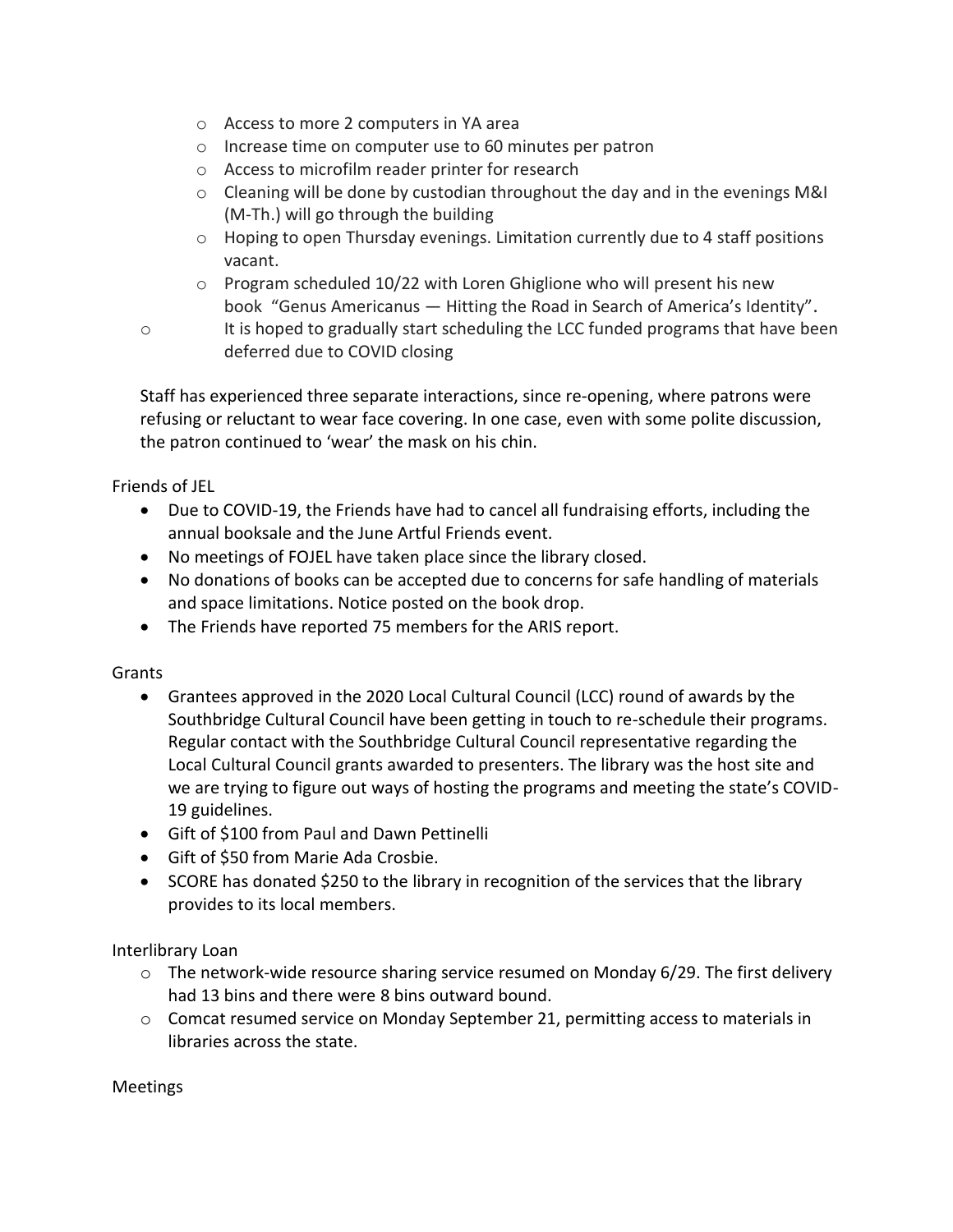- Access to more 2 computers in YA area
- Increase time on computer use to 60 minutes per patron
- Access to microfilm reader printer for research
- Cleaning will be done by custodian throughout the day and in the evenings M&I (M-Th.) will go through the building
- Hoping to open Thursday evenings. Limitation currently due to 4 staff positions vacant.
- Program scheduled 10/22 with Loren Ghiglione who will present his new book "Genus Americanus — Hitting the Road in Search of America's Identity".
- It is hoped to gradually start scheduling the LCC funded programs that have been deferred due to COVID closing

Staff has experienced three separate interactions, since re-opening, where patrons were refusing or reluctant to wear face covering. In one case, even with some polite discussion, the patron continued to 'wear' the mask on his chin.

Friends of JEL

- Due to COVID-19, the Friends have had to cancel all fundraising efforts, including the annual booksale and the June Artful Friends event.
- No meetings of FOJEL have taken place since the library closed.
- No donations of books can be accepted due to concerns for safe handling of materials and space limitations. Notice posted on the book drop.
- The Friends have reported 75 members for the ARIS report.

Grants

- Grantees approved in the 2020 Local Cultural Council (LCC) round of awards by the Southbridge Cultural Council have been getting in touch to re-schedule their programs. Regular contact with the Southbridge Cultural Council representative regarding the Local Cultural Council grants awarded to presenters. The library was the host site and we are trying to figure out ways of hosting the programs and meeting the state's COVID-19 guidelines.
- Gift of $100 from Paul and Dawn Pettinelli
- Gift of $50 from Marie Ada Crosbie.
- SCORE has donated $250 to the library in recognition of the services that the library provides to its local members.

Interlibrary Loan

- The network-wide resource sharing service resumed on Monday 6/29. The first delivery had 13 bins and there were 8 bins outward bound.
- Comcat resumed service on Monday September 21, permitting access to materials in libraries across the state.

Meetings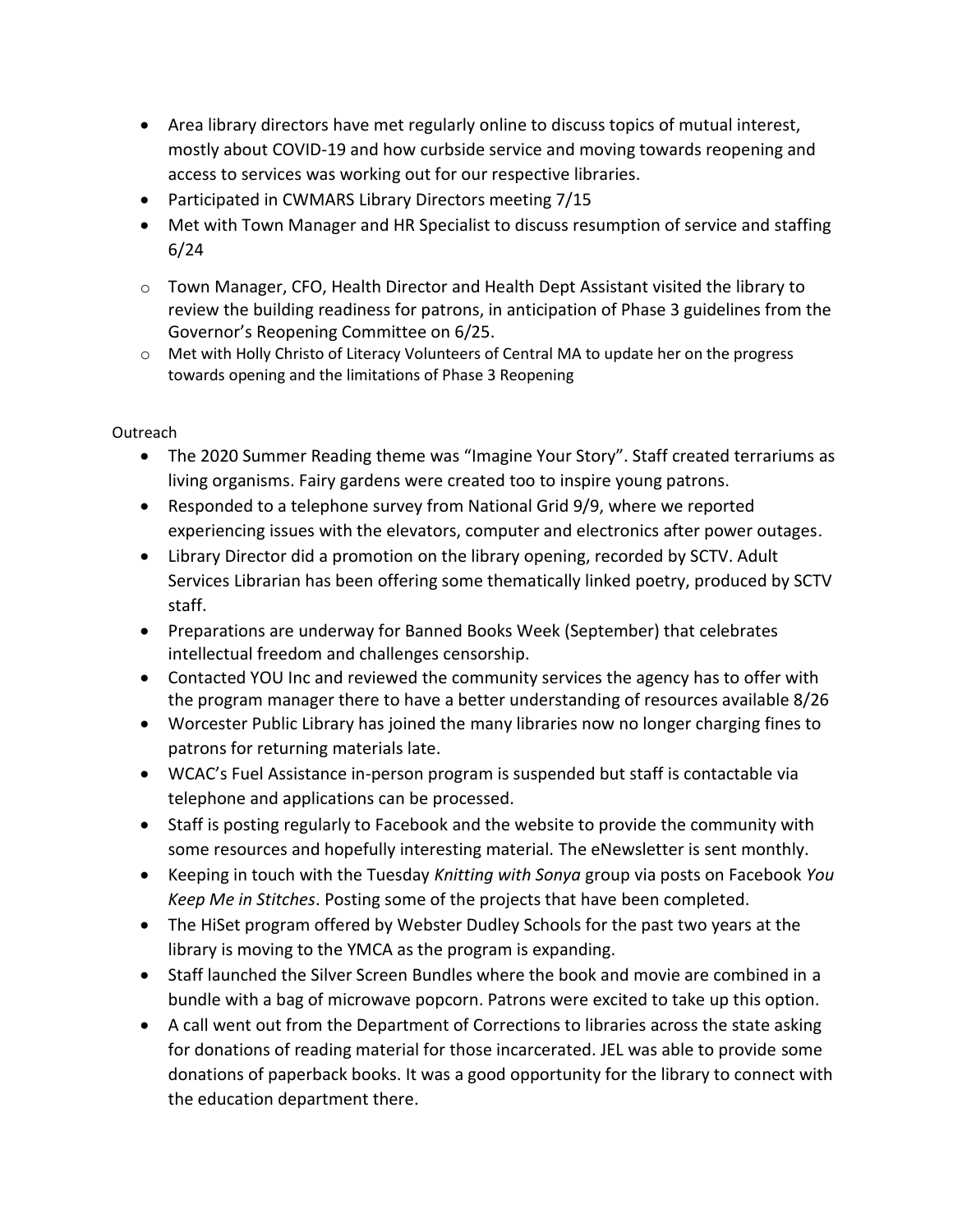- Area library directors have met regularly online to discuss topics of mutual interest, mostly about COVID-19 and how curbside service and moving towards reopening and access to services was working out for our respective libraries.
- Participated in CWMARS Library Directors meeting 7/15
- Met with Town Manager and HR Specialist to discuss resumption of service and staffing 6/24
  - Town Manager, CFO, Health Director and Health Dept Assistant visited the library to review the building readiness for patrons, in anticipation of Phase 3 guidelines from the Governor's Reopening Committee on 6/25.
  - Met with Holly Christo of Literacy Volunteers of Central MA to update her on the progress towards opening and the limitations of Phase 3 Reopening

Outreach

- The 2020 Summer Reading theme was "Imagine Your Story". Staff created terrariums as living organisms. Fairy gardens were created too to inspire young patrons.
- Responded to a telephone survey from National Grid 9/9, where we reported experiencing issues with the elevators, computer and electronics after power outages.
- Library Director did a promotion on the library opening, recorded by SCTV. Adult Services Librarian has been offering some thematically linked poetry, produced by SCTV staff.
- Preparations are underway for Banned Books Week (September) that celebrates intellectual freedom and challenges censorship.
- Contacted YOU Inc and reviewed the community services the agency has to offer with the program manager there to have a better understanding of resources available 8/26
- Worcester Public Library has joined the many libraries now no longer charging fines to patrons for returning materials late.
- WCAC's Fuel Assistance in-person program is suspended but staff is contactable via telephone and applications can be processed.
- Staff is posting regularly to Facebook and the website to provide the community with some resources and hopefully interesting material. The eNewsletter is sent monthly.
- Keeping in touch with the Tuesday *Knitting with Sonya* group via posts on Facebook *You Keep Me in Stitches*. Posting some of the projects that have been completed.
- The HiSet program offered by Webster Dudley Schools for the past two years at the library is moving to the YMCA as the program is expanding.
- Staff launched the Silver Screen Bundles where the book and movie are combined in a bundle with a bag of microwave popcorn. Patrons were excited to take up this option.
- A call went out from the Department of Corrections to libraries across the state asking for donations of reading material for those incarcerated. JEL was able to provide some donations of paperback books. It was a good opportunity for the library to connect with the education department there.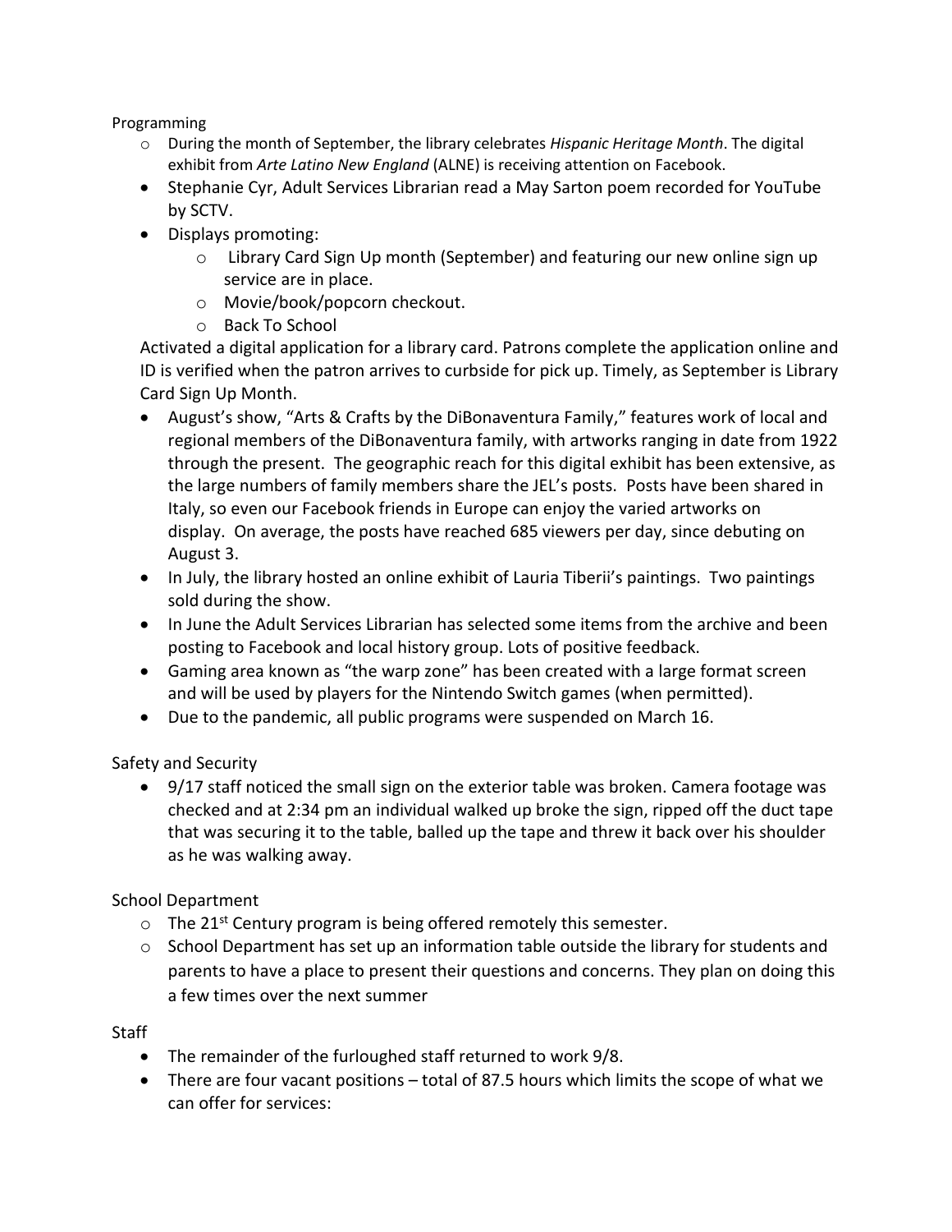Programming

- During the month of September, the library celebrates *Hispanic Heritage Month*. The digital exhibit from *Arte Latino New England* (ALNE) is receiving attention on Facebook.
- Stephanie Cyr, Adult Services Librarian read a May Sarton poem recorded for YouTube by SCTV.
- Displays promoting:
  - Library Card Sign Up month (September) and featuring our new online sign up service are in place.
  - Movie/book/popcorn checkout.
  - Back To School

  Activated a digital application for a library card. Patrons complete the application online and ID is verified when the patron arrives to curbside for pick up. Timely, as September is Library Card Sign Up Month.
- August's show, "Arts & Crafts by the DiBonaventura Family," features work of local and regional members of the DiBonaventura family, with artworks ranging in date from 1922 through the present. The geographic reach for this digital exhibit has been extensive, as the large numbers of family members share the JEL's posts. Posts have been shared in Italy, so even our Facebook friends in Europe can enjoy the varied artworks on display. On average, the posts have reached 685 viewers per day, since debuting on August 3.
- In July, the library hosted an online exhibit of Lauria Tiberii's paintings. Two paintings sold during the show.
- In June the Adult Services Librarian has selected some items from the archive and been posting to Facebook and local history group. Lots of positive feedback.
- Gaming area known as "the warp zone" has been created with a large format screen and will be used by players for the Nintendo Switch games (when permitted).
- Due to the pandemic, all public programs were suspended on March 16.

Safety and Security

- 9/17 staff noticed the small sign on the exterior table was broken. Camera footage was checked and at 2:34 pm an individual walked up broke the sign, ripped off the duct tape that was securing it to the table, balled up the tape and threw it back over his shoulder as he was walking away.

School Department

- The 21st Century program is being offered remotely this semester.
- School Department has set up an information table outside the library for students and parents to have a place to present their questions and concerns. They plan on doing this a few times over the next summer

Staff

- The remainder of the furloughed staff returned to work 9/8.
- There are four vacant positions – total of 87.5 hours which limits the scope of what we can offer for services: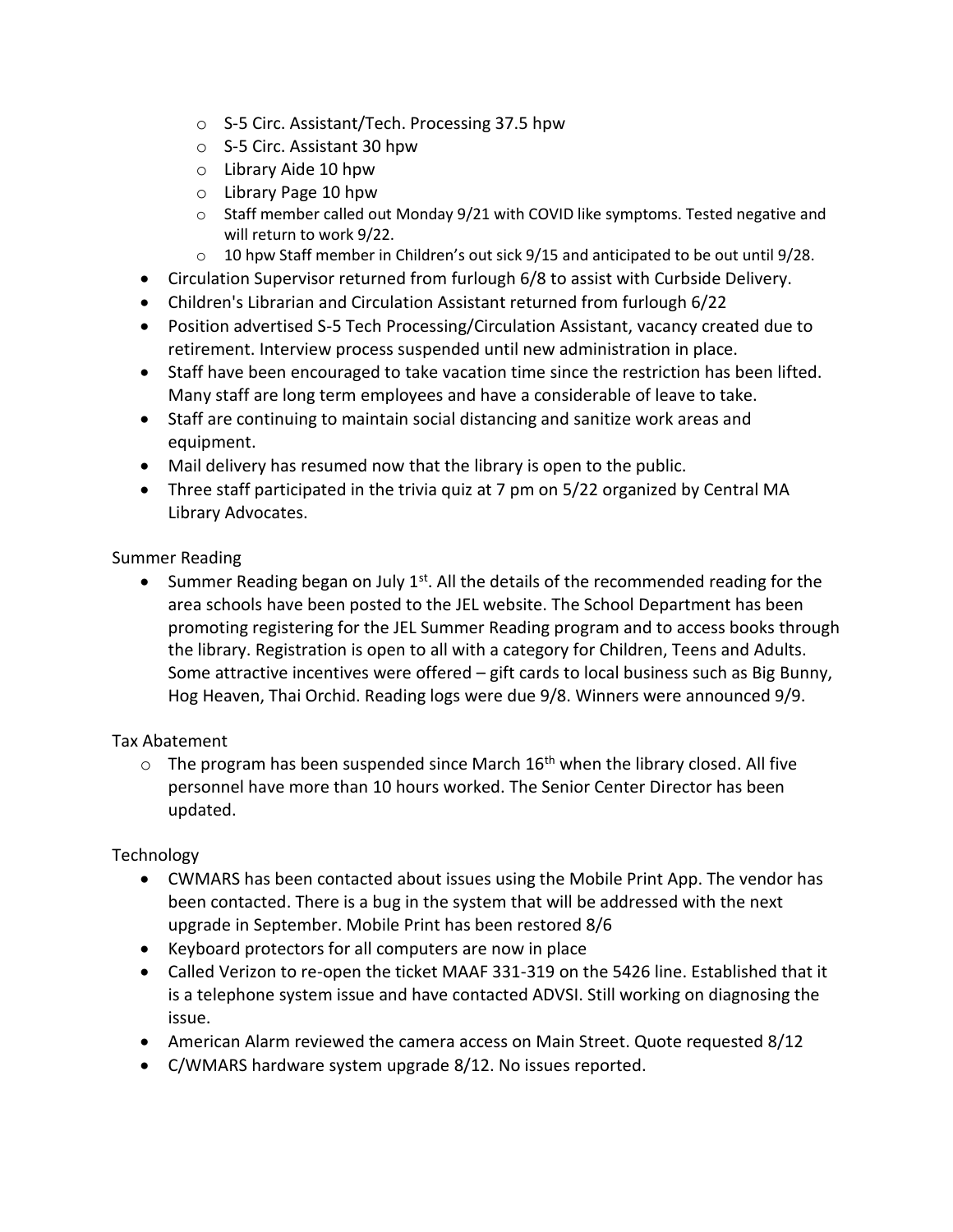- S-5 Circ. Assistant/Tech. Processing 37.5 hpw
  - S-5 Circ. Assistant 30 hpw
  - Library Aide 10 hpw
  - Library Page 10 hpw
  - Staff member called out Monday 9/21 with COVID like symptoms. Tested negative and will return to work 9/22.
  - 10 hpw Staff member in Children's out sick 9/15 and anticipated to be out until 9/28.
- Circulation Supervisor returned from furlough 6/8 to assist with Curbside Delivery.
- Children's Librarian and Circulation Assistant returned from furlough 6/22
- Position advertised S-5 Tech Processing/Circulation Assistant, vacancy created due to retirement. Interview process suspended until new administration in place.
- Staff have been encouraged to take vacation time since the restriction has been lifted. Many staff are long term employees and have a considerable of leave to take.
- Staff are continuing to maintain social distancing and sanitize work areas and equipment.
- Mail delivery has resumed now that the library is open to the public.
- Three staff participated in the trivia quiz at 7 pm on 5/22 organized by Central MA Library Advocates.

Summer Reading

- Summer Reading began on July 1st. All the details of the recommended reading for the area schools have been posted to the JEL website. The School Department has been promoting registering for the JEL Summer Reading program and to access books through the library. Registration is open to all with a category for Children, Teens and Adults. Some attractive incentives were offered – gift cards to local business such as Big Bunny, Hog Heaven, Thai Orchid. Reading logs were due 9/8. Winners were announced 9/9.

Tax Abatement

- The program has been suspended since March 16th when the library closed. All five personnel have more than 10 hours worked. The Senior Center Director has been updated.

Technology

- CWMARS has been contacted about issues using the Mobile Print App. The vendor has been contacted. There is a bug in the system that will be addressed with the next upgrade in September. Mobile Print has been restored 8/6
- Keyboard protectors for all computers are now in place
- Called Verizon to re-open the ticket MAAF 331-319 on the 5426 line. Established that it is a telephone system issue and have contacted ADVSI. Still working on diagnosing the issue.
- American Alarm reviewed the camera access on Main Street. Quote requested 8/12
- C/WMARS hardware system upgrade 8/12. No issues reported.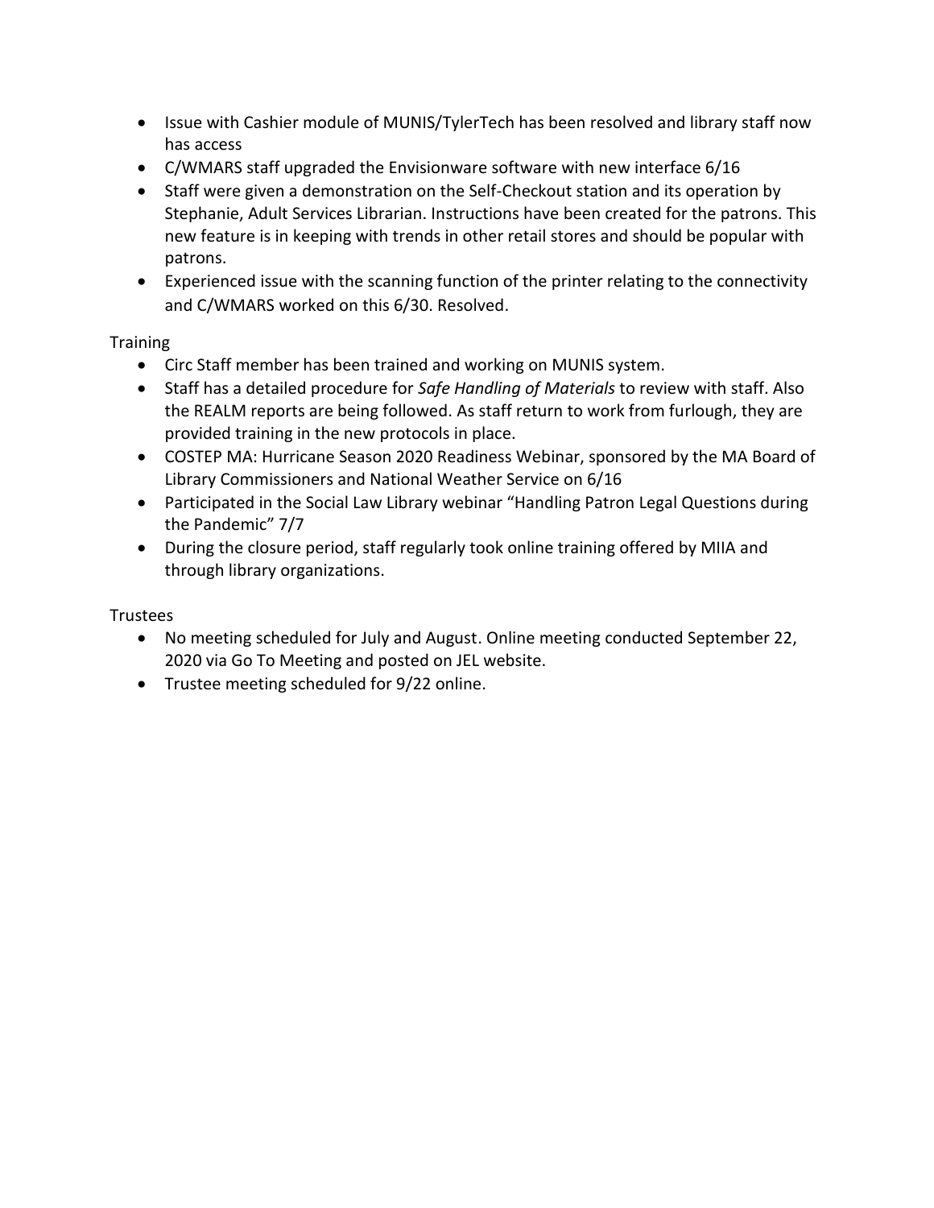- Issue with Cashier module of MUNIS/TylerTech has been resolved and library staff now has access
- C/WMARS staff upgraded the Envisionware software with new interface 6/16
- Staff were given a demonstration on the Self-Checkout station and its operation by Stephanie, Adult Services Librarian. Instructions have been created for the patrons. This new feature is in keeping with trends in other retail stores and should be popular with patrons.
- Experienced issue with the scanning function of the printer relating to the connectivity and C/WMARS worked on this 6/30. Resolved.

Training

- Circ Staff member has been trained and working on MUNIS system.
- Staff has a detailed procedure for *Safe Handling of Materials* to review with staff. Also the REALM reports are being followed. As staff return to work from furlough, they are provided training in the new protocols in place.
- COSTEP MA: Hurricane Season 2020 Readiness Webinar, sponsored by the MA Board of Library Commissioners and National Weather Service on 6/16
- Participated in the Social Law Library webinar "Handling Patron Legal Questions during the Pandemic" 7/7
- During the closure period, staff regularly took online training offered by MIIA and through library organizations.

Trustees

- No meeting scheduled for July and August. Online meeting conducted September 22, 2020 via Go To Meeting and posted on JEL website.
- Trustee meeting scheduled for 9/22 online.